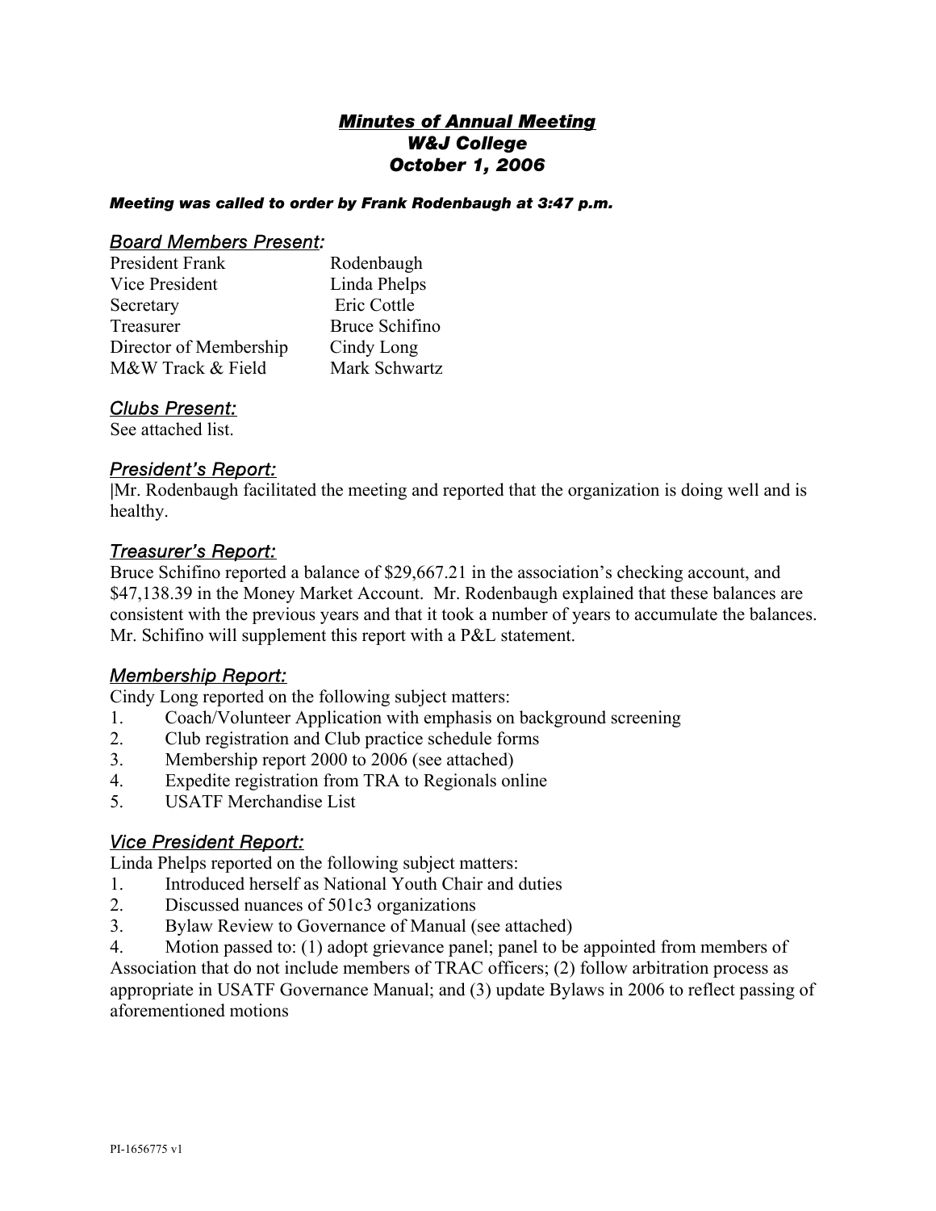# *Minutes of Annual Meeting*
## *W&J College*
## *October 1, 2006*

***Meeting was called to order by Frank Rodenbaugh at 3:47 p.m.***

### *Board Members Present:*

| | |
|---|---|
| President Frank | Rodenbaugh |
| Vice President | Linda Phelps |
| Secretary | Eric Cottle |
| Treasurer | Bruce Schifino |
| Director of Membership | Cindy Long |
| M&W Track & Field | Mark Schwartz |

### *Clubs Present:*

See attached list.

### *President's Report:*

|Mr. Rodenbaugh facilitated the meeting and reported that the organization is doing well and is healthy.

### *Treasurer's Report:*

Bruce Schifino reported a balance of $29,667.21 in the association's checking account, and $47,138.39 in the Money Market Account. Mr. Rodenbaugh explained that these balances are consistent with the previous years and that it took a number of years to accumulate the balances. Mr. Schifino will supplement this report with a P&L statement.

### *Membership Report:*

Cindy Long reported on the following subject matters:

1. Coach/Volunteer Application with emphasis on background screening
2. Club registration and Club practice schedule forms
3. Membership report 2000 to 2006 (see attached)
4. Expedite registration from TRA to Regionals online
5. USATF Merchandise List

### *Vice President Report:*

Linda Phelps reported on the following subject matters:

1. Introduced herself as National Youth Chair and duties
2. Discussed nuances of 501c3 organizations
3. Bylaw Review to Governance of Manual (see attached)
4. Motion passed to: (1) adopt grievance panel; panel to be appointed from members of Association that do not include members of TRAC officers; (2) follow arbitration process as appropriate in USATF Governance Manual; and (3) update Bylaws in 2006 to reflect passing of aforementioned motions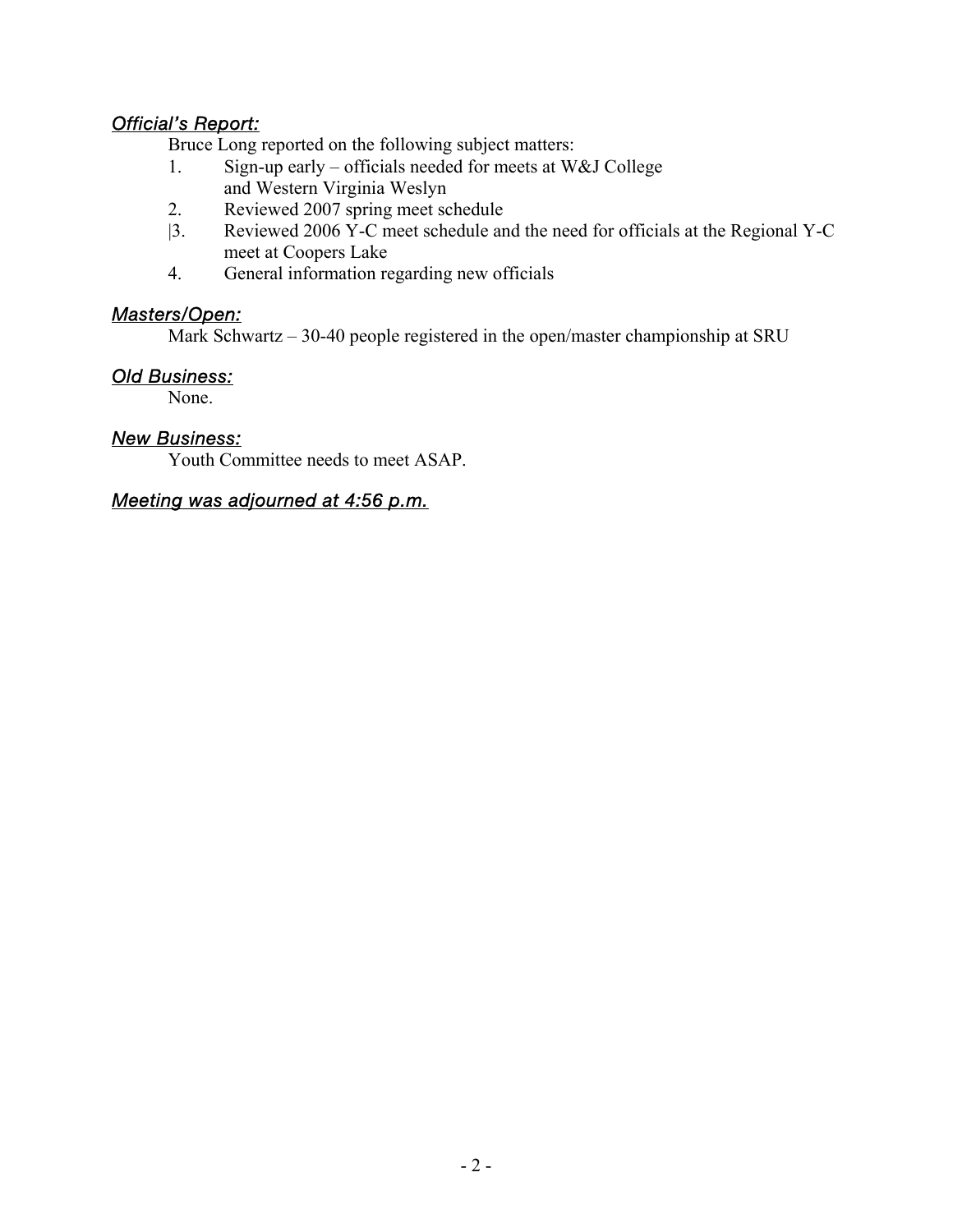### *Official's Report:*

Bruce Long reported on the following subject matters:

1. Sign-up early – officials needed for meets at W&J College and Western Virginia Weslyn
2. Reviewed 2007 spring meet schedule
3. Reviewed 2006 Y-C meet schedule and the need for officials at the Regional Y-C meet at Coopers Lake
4. General information regarding new officials

### *Masters/Open:*

Mark Schwartz – 30-40 people registered in the open/master championship at SRU

### *Old Business:*

None.

### *New Business:*

Youth Committee needs to meet ASAP.

### *Meeting was adjourned at 4:56 p.m.*